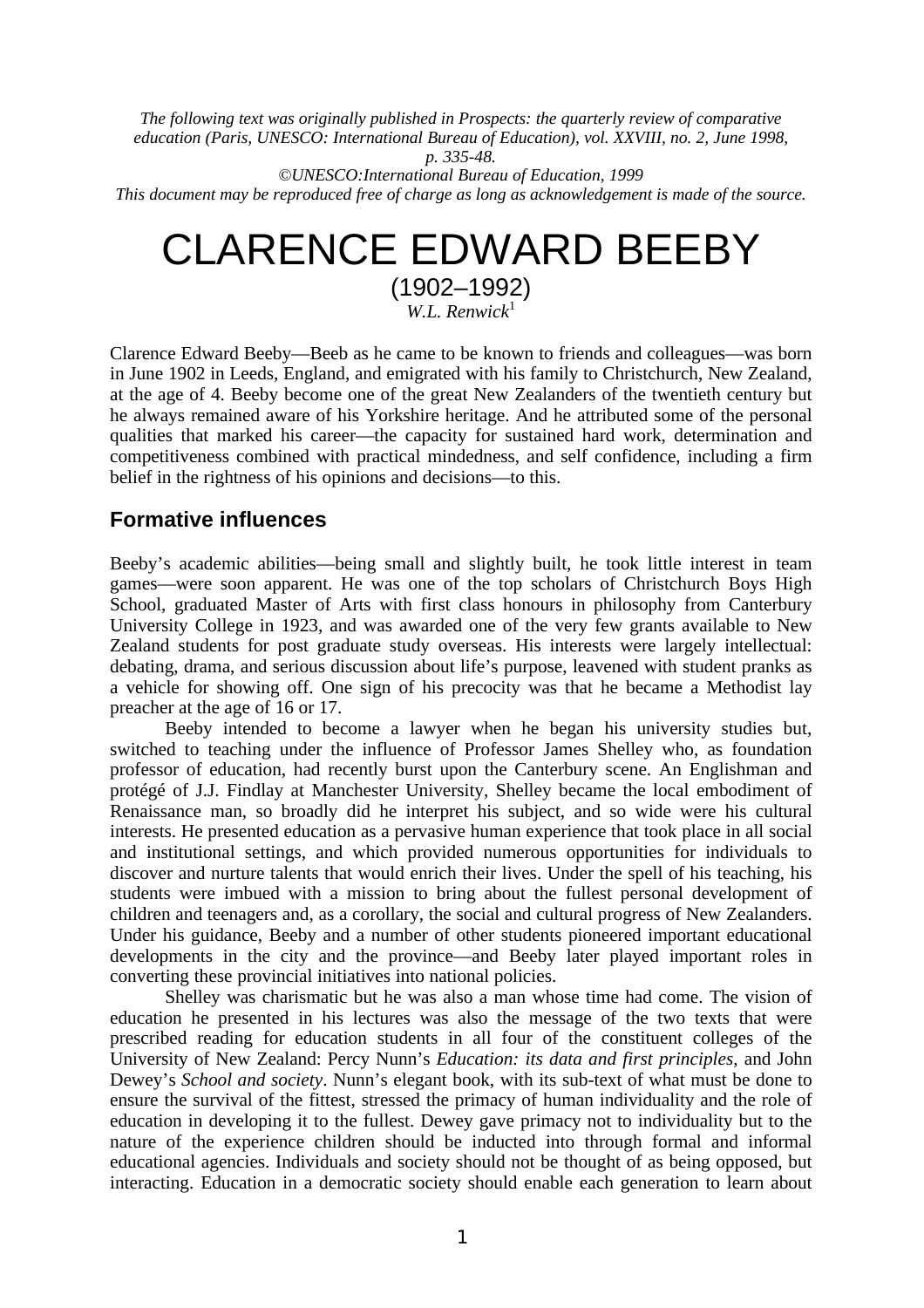*The following text was originally published in Prospects: the quarterly review of comparative education (Paris, UNESCO: International Bureau of Education), vol. XXVIII, no. 2, June 1998, p. 335-48.*
*©UNESCO:International Bureau of Education, 1999*
*This document may be reproduced free of charge as long as acknowledgement is made of the source.*

# CLARENCE EDWARD BEEBY

(1902–1992)

*W.L. Renwick*[1]

Clarence Edward Beeby—Beeb as he came to be known to friends and colleagues—was born in June 1902 in Leeds, England, and emigrated with his family to Christchurch, New Zealand, at the age of 4. Beeby become one of the great New Zealanders of the twentieth century but he always remained aware of his Yorkshire heritage. And he attributed some of the personal qualities that marked his career—the capacity for sustained hard work, determination and competitiveness combined with practical mindedness, and self confidence, including a firm belief in the rightness of his opinions and decisions—to this.

## Formative influences

Beeby's academic abilities—being small and slightly built, he took little interest in team games—were soon apparent. He was one of the top scholars of Christchurch Boys High School, graduated Master of Arts with first class honours in philosophy from Canterbury University College in 1923, and was awarded one of the very few grants available to New Zealand students for post graduate study overseas. His interests were largely intellectual: debating, drama, and serious discussion about life's purpose, leavened with student pranks as a vehicle for showing off. One sign of his precocity was that he became a Methodist lay preacher at the age of 16 or 17.

Beeby intended to become a lawyer when he began his university studies but, switched to teaching under the influence of Professor James Shelley who, as foundation professor of education, had recently burst upon the Canterbury scene. An Englishman and protégé of J.J. Findlay at Manchester University, Shelley became the local embodiment of Renaissance man, so broadly did he interpret his subject, and so wide were his cultural interests. He presented education as a pervasive human experience that took place in all social and institutional settings, and which provided numerous opportunities for individuals to discover and nurture talents that would enrich their lives. Under the spell of his teaching, his students were imbued with a mission to bring about the fullest personal development of children and teenagers and, as a corollary, the social and cultural progress of New Zealanders. Under his guidance, Beeby and a number of other students pioneered important educational developments in the city and the province—and Beeby later played important roles in converting these provincial initiatives into national policies.

Shelley was charismatic but he was also a man whose time had come. The vision of education he presented in his lectures was also the message of the two texts that were prescribed reading for education students in all four of the constituent colleges of the University of New Zealand: Percy Nunn's *Education: its data and first principles*, and John Dewey's *School and society*. Nunn's elegant book, with its sub-text of what must be done to ensure the survival of the fittest, stressed the primacy of human individuality and the role of education in developing it to the fullest. Dewey gave primacy not to individuality but to the nature of the experience children should be inducted into through formal and informal educational agencies. Individuals and society should not be thought of as being opposed, but interacting. Education in a democratic society should enable each generation to learn about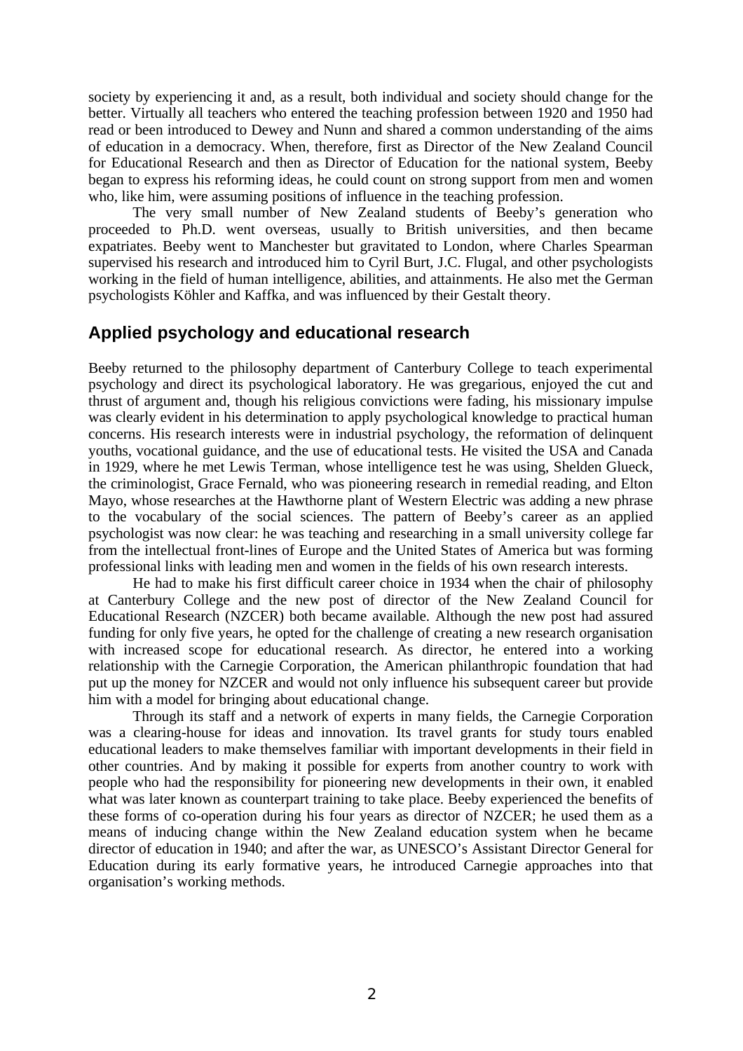society by experiencing it and, as a result, both individual and society should change for the better. Virtually all teachers who entered the teaching profession between 1920 and 1950 had read or been introduced to Dewey and Nunn and shared a common understanding of the aims of education in a democracy. When, therefore, first as Director of the New Zealand Council for Educational Research and then as Director of Education for the national system, Beeby began to express his reforming ideas, he could count on strong support from men and women who, like him, were assuming positions of influence in the teaching profession.

The very small number of New Zealand students of Beeby's generation who proceeded to Ph.D. went overseas, usually to British universities, and then became expatriates. Beeby went to Manchester but gravitated to London, where Charles Spearman supervised his research and introduced him to Cyril Burt, J.C. Flugal, and other psychologists working in the field of human intelligence, abilities, and attainments. He also met the German psychologists Köhler and Kaffka, and was influenced by their Gestalt theory.

## Applied psychology and educational research

Beeby returned to the philosophy department of Canterbury College to teach experimental psychology and direct its psychological laboratory. He was gregarious, enjoyed the cut and thrust of argument and, though his religious convictions were fading, his missionary impulse was clearly evident in his determination to apply psychological knowledge to practical human concerns. His research interests were in industrial psychology, the reformation of delinquent youths, vocational guidance, and the use of educational tests. He visited the USA and Canada in 1929, where he met Lewis Terman, whose intelligence test he was using, Shelden Glueck, the criminologist, Grace Fernald, who was pioneering research in remedial reading, and Elton Mayo, whose researches at the Hawthorne plant of Western Electric was adding a new phrase to the vocabulary of the social sciences. The pattern of Beeby's career as an applied psychologist was now clear: he was teaching and researching in a small university college far from the intellectual front-lines of Europe and the United States of America but was forming professional links with leading men and women in the fields of his own research interests.

He had to make his first difficult career choice in 1934 when the chair of philosophy at Canterbury College and the new post of director of the New Zealand Council for Educational Research (NZCER) both became available. Although the new post had assured funding for only five years, he opted for the challenge of creating a new research organisation with increased scope for educational research. As director, he entered into a working relationship with the Carnegie Corporation, the American philanthropic foundation that had put up the money for NZCER and would not only influence his subsequent career but provide him with a model for bringing about educational change.

Through its staff and a network of experts in many fields, the Carnegie Corporation was a clearing-house for ideas and innovation. Its travel grants for study tours enabled educational leaders to make themselves familiar with important developments in their field in other countries. And by making it possible for experts from another country to work with people who had the responsibility for pioneering new developments in their own, it enabled what was later known as counterpart training to take place. Beeby experienced the benefits of these forms of co-operation during his four years as director of NZCER; he used them as a means of inducing change within the New Zealand education system when he became director of education in 1940; and after the war, as UNESCO's Assistant Director General for Education during its early formative years, he introduced Carnegie approaches into that organisation's working methods.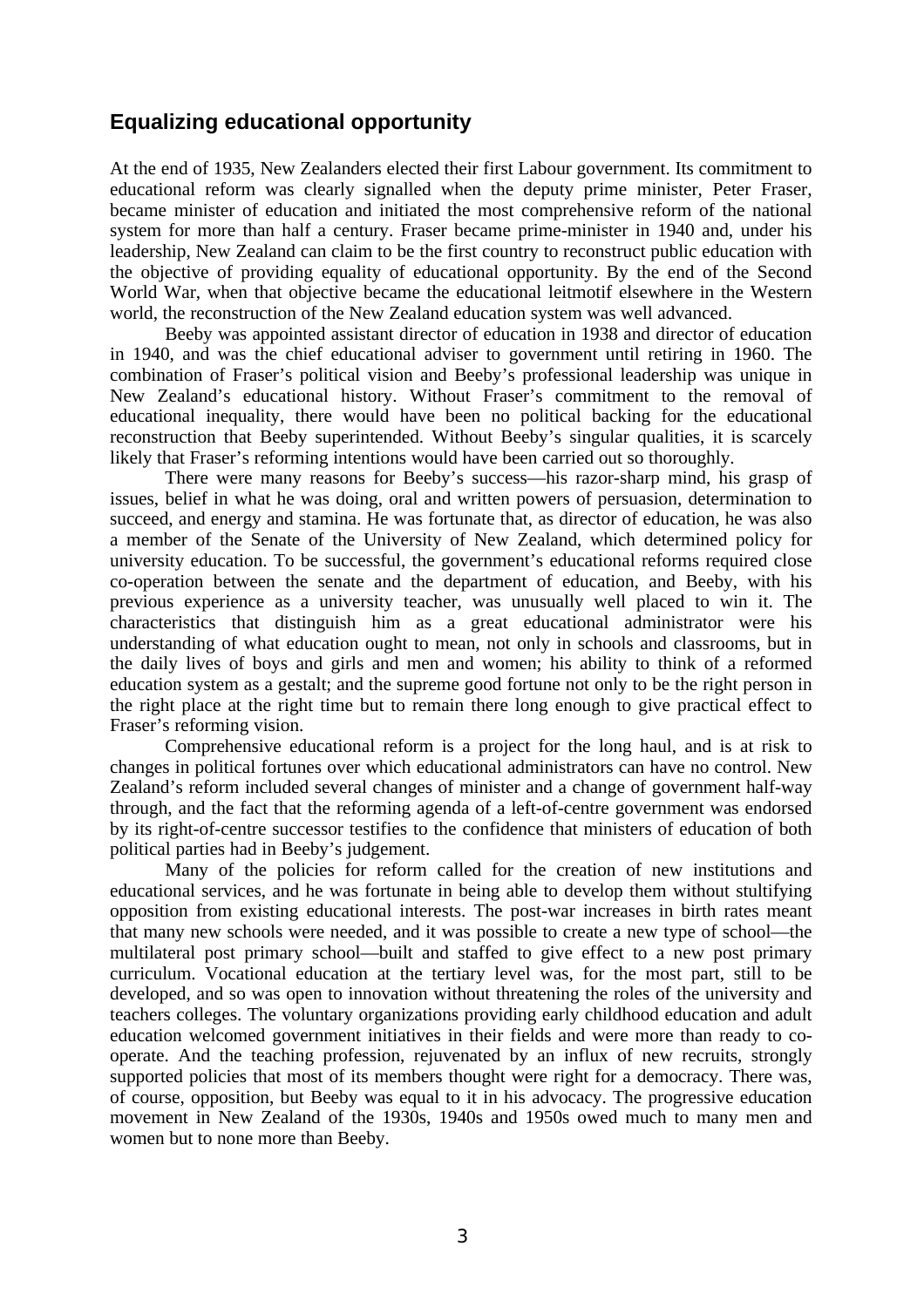## Equalizing educational opportunity

At the end of 1935, New Zealanders elected their first Labour government. Its commitment to educational reform was clearly signalled when the deputy prime minister, Peter Fraser, became minister of education and initiated the most comprehensive reform of the national system for more than half a century. Fraser became prime-minister in 1940 and, under his leadership, New Zealand can claim to be the first country to reconstruct public education with the objective of providing equality of educational opportunity. By the end of the Second World War, when that objective became the educational leitmotif elsewhere in the Western world, the reconstruction of the New Zealand education system was well advanced.

Beeby was appointed assistant director of education in 1938 and director of education in 1940, and was the chief educational adviser to government until retiring in 1960. The combination of Fraser's political vision and Beeby's professional leadership was unique in New Zealand's educational history. Without Fraser's commitment to the removal of educational inequality, there would have been no political backing for the educational reconstruction that Beeby superintended. Without Beeby's singular qualities, it is scarcely likely that Fraser's reforming intentions would have been carried out so thoroughly.

There were many reasons for Beeby's success—his razor-sharp mind, his grasp of issues, belief in what he was doing, oral and written powers of persuasion, determination to succeed, and energy and stamina. He was fortunate that, as director of education, he was also a member of the Senate of the University of New Zealand, which determined policy for university education. To be successful, the government's educational reforms required close co-operation between the senate and the department of education, and Beeby, with his previous experience as a university teacher, was unusually well placed to win it. The characteristics that distinguish him as a great educational administrator were his understanding of what education ought to mean, not only in schools and classrooms, but in the daily lives of boys and girls and men and women; his ability to think of a reformed education system as a gestalt; and the supreme good fortune not only to be the right person in the right place at the right time but to remain there long enough to give practical effect to Fraser's reforming vision.

Comprehensive educational reform is a project for the long haul, and is at risk to changes in political fortunes over which educational administrators can have no control. New Zealand's reform included several changes of minister and a change of government half-way through, and the fact that the reforming agenda of a left-of-centre government was endorsed by its right-of-centre successor testifies to the confidence that ministers of education of both political parties had in Beeby's judgement.

Many of the policies for reform called for the creation of new institutions and educational services, and he was fortunate in being able to develop them without stultifying opposition from existing educational interests. The post-war increases in birth rates meant that many new schools were needed, and it was possible to create a new type of school—the multilateral post primary school—built and staffed to give effect to a new post primary curriculum. Vocational education at the tertiary level was, for the most part, still to be developed, and so was open to innovation without threatening the roles of the university and teachers colleges. The voluntary organizations providing early childhood education and adult education welcomed government initiatives in their fields and were more than ready to co-operate. And the teaching profession, rejuvenated by an influx of new recruits, strongly supported policies that most of its members thought were right for a democracy. There was, of course, opposition, but Beeby was equal to it in his advocacy. The progressive education movement in New Zealand of the 1930s, 1940s and 1950s owed much to many men and women but to none more than Beeby.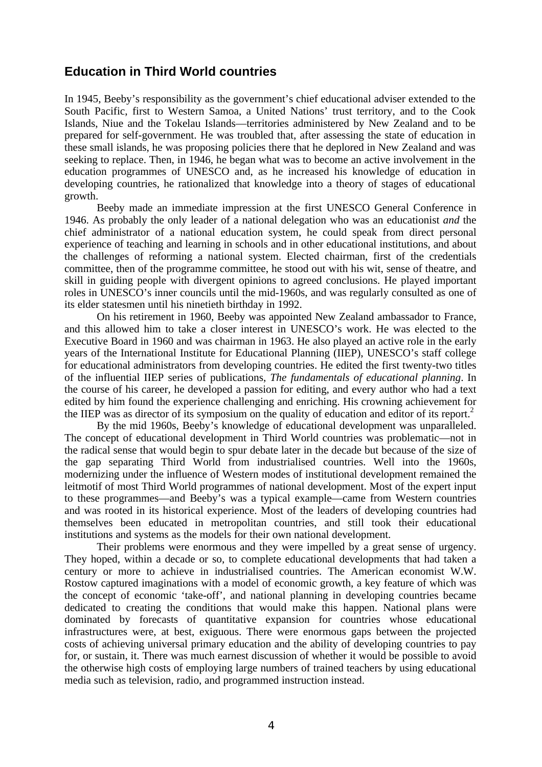## Education in Third World countries

In 1945, Beeby's responsibility as the government's chief educational adviser extended to the South Pacific, first to Western Samoa, a United Nations' trust territory, and to the Cook Islands, Niue and the Tokelau Islands—territories administered by New Zealand and to be prepared for self-government. He was troubled that, after assessing the state of education in these small islands, he was proposing policies there that he deplored in New Zealand and was seeking to replace. Then, in 1946, he began what was to become an active involvement in the education programmes of UNESCO and, as he increased his knowledge of education in developing countries, he rationalized that knowledge into a theory of stages of educational growth.

Beeby made an immediate impression at the first UNESCO General Conference in 1946. As probably the only leader of a national delegation who was an educationist *and* the chief administrator of a national education system, he could speak from direct personal experience of teaching and learning in schools and in other educational institutions, and about the challenges of reforming a national system. Elected chairman, first of the credentials committee, then of the programme committee, he stood out with his wit, sense of theatre, and skill in guiding people with divergent opinions to agreed conclusions. He played important roles in UNESCO's inner councils until the mid-1960s, and was regularly consulted as one of its elder statesmen until his ninetieth birthday in 1992.

On his retirement in 1960, Beeby was appointed New Zealand ambassador to France, and this allowed him to take a closer interest in UNESCO's work. He was elected to the Executive Board in 1960 and was chairman in 1963. He also played an active role in the early years of the International Institute for Educational Planning (IIEP), UNESCO's staff college for educational administrators from developing countries. He edited the first twenty-two titles of the influential IIEP series of publications, *The fundamentals of educational planning*. In the course of his career, he developed a passion for editing, and every author who had a text edited by him found the experience challenging and enriching. His crowning achievement for the IIEP was as director of its symposium on the quality of education and editor of its report.[2]

By the mid 1960s, Beeby's knowledge of educational development was unparalleled. The concept of educational development in Third World countries was problematic—not in the radical sense that would begin to spur debate later in the decade but because of the size of the gap separating Third World from industrialised countries. Well into the 1960s, modernizing under the influence of Western modes of institutional development remained the leitmotif of most Third World programmes of national development. Most of the expert input to these programmes—and Beeby's was a typical example—came from Western countries and was rooted in its historical experience. Most of the leaders of developing countries had themselves been educated in metropolitan countries, and still took their educational institutions and systems as the models for their own national development.

Their problems were enormous and they were impelled by a great sense of urgency. They hoped, within a decade or so, to complete educational developments that had taken a century or more to achieve in industrialised countries. The American economist W.W. Rostow captured imaginations with a model of economic growth, a key feature of which was the concept of economic 'take-off', and national planning in developing countries became dedicated to creating the conditions that would make this happen. National plans were dominated by forecasts of quantitative expansion for countries whose educational infrastructures were, at best, exiguous. There were enormous gaps between the projected costs of achieving universal primary education and the ability of developing countries to pay for, or sustain, it. There was much earnest discussion of whether it would be possible to avoid the otherwise high costs of employing large numbers of trained teachers by using educational media such as television, radio, and programmed instruction instead.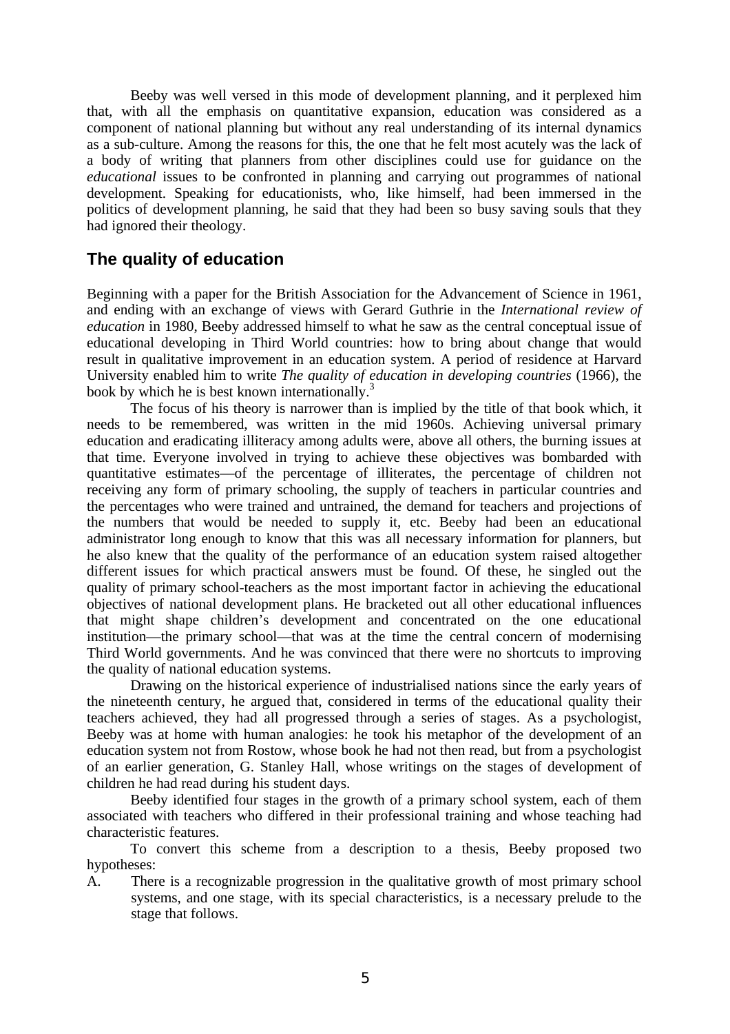Beeby was well versed in this mode of development planning, and it perplexed him that, with all the emphasis on quantitative expansion, education was considered as a component of national planning but without any real understanding of its internal dynamics as a sub-culture. Among the reasons for this, the one that he felt most acutely was the lack of a body of writing that planners from other disciplines could use for guidance on the *educational* issues to be confronted in planning and carrying out programmes of national development. Speaking for educationists, who, like himself, had been immersed in the politics of development planning, he said that they had been so busy saving souls that they had ignored their theology.

## The quality of education

Beginning with a paper for the British Association for the Advancement of Science in 1961, and ending with an exchange of views with Gerard Guthrie in the *International review of education* in 1980, Beeby addressed himself to what he saw as the central conceptual issue of educational developing in Third World countries: how to bring about change that would result in qualitative improvement in an education system. A period of residence at Harvard University enabled him to write *The quality of education in developing countries* (1966), the book by which he is best known internationally.[3]

The focus of his theory is narrower than is implied by the title of that book which, it needs to be remembered, was written in the mid 1960s. Achieving universal primary education and eradicating illiteracy among adults were, above all others, the burning issues at that time. Everyone involved in trying to achieve these objectives was bombarded with quantitative estimates—of the percentage of illiterates, the percentage of children not receiving any form of primary schooling, the supply of teachers in particular countries and the percentages who were trained and untrained, the demand for teachers and projections of the numbers that would be needed to supply it, etc. Beeby had been an educational administrator long enough to know that this was all necessary information for planners, but he also knew that the quality of the performance of an education system raised altogether different issues for which practical answers must be found. Of these, he singled out the quality of primary school-teachers as the most important factor in achieving the educational objectives of national development plans. He bracketed out all other educational influences that might shape children's development and concentrated on the one educational institution—the primary school—that was at the time the central concern of modernising Third World governments. And he was convinced that there were no shortcuts to improving the quality of national education systems.

Drawing on the historical experience of industrialised nations since the early years of the nineteenth century, he argued that, considered in terms of the educational quality their teachers achieved, they had all progressed through a series of stages. As a psychologist, Beeby was at home with human analogies: he took his metaphor of the development of an education system not from Rostow, whose book he had not then read, but from a psychologist of an earlier generation, G. Stanley Hall, whose writings on the stages of development of children he had read during his student days.

Beeby identified four stages in the growth of a primary school system, each of them associated with teachers who differed in their professional training and whose teaching had characteristic features.

To convert this scheme from a description to a thesis, Beeby proposed two hypotheses:

A. There is a recognizable progression in the qualitative growth of most primary school systems, and one stage, with its special characteristics, is a necessary prelude to the stage that follows.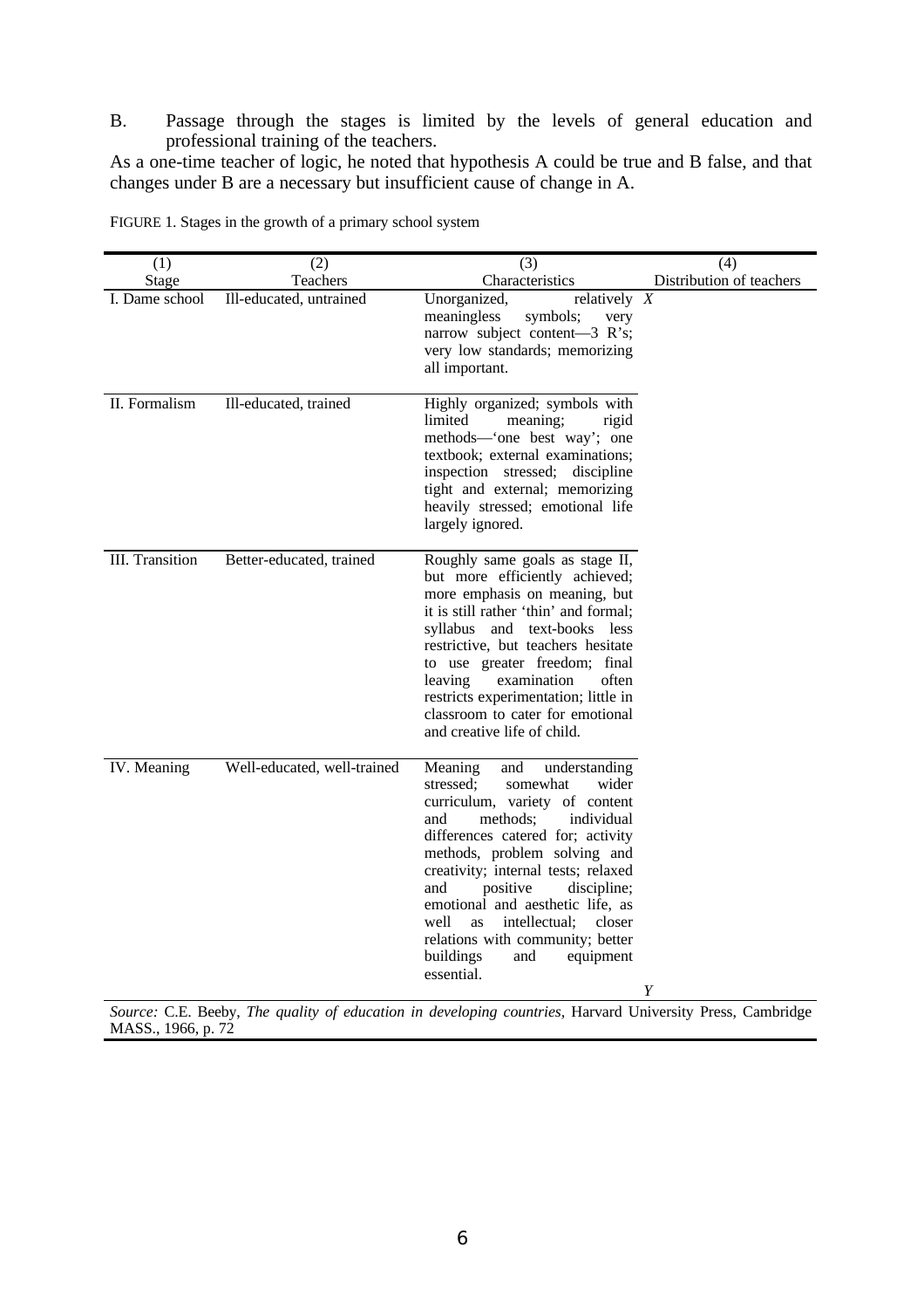B. Passage through the stages is limited by the levels of general education and professional training of the teachers.

As a one-time teacher of logic, he noted that hypothesis A could be true and B false, and that changes under B are a necessary but insufficient cause of change in A.

FIGURE 1. Stages in the growth of a primary school system

| (1) Stage | (2) Teachers | (3) Characteristics | (4) Distribution of teachers |
|---|---|---|---|
| I. Dame school | Ill-educated, untrained | Unorganized, relatively meaningless symbols; very narrow subject content—3 R's; very low standards; memorizing all important. | *X* |
| II. Formalism | Ill-educated, trained | Highly organized; symbols with limited meaning; rigid methods—'one best way'; one textbook; external examinations; inspection stressed; discipline tight and external; memorizing heavily stressed; emotional life largely ignored. | |
| III. Transition | Better-educated, trained | Roughly same goals as stage II, but more efficiently achieved; more emphasis on meaning, but it is still rather 'thin' and formal; syllabus and text-books less restrictive, but teachers hesitate to use greater freedom; final leaving examination often restricts experimentation; little in classroom to cater for emotional and creative life of child. | |
| IV. Meaning | Well-educated, well-trained | Meaning and understanding stressed; somewhat wider curriculum, variety of content and methods; individual differences catered for; activity methods, problem solving and creativity; internal tests; relaxed and positive discipline; emotional and aesthetic life, as well as intellectual; closer relations with community; better buildings and equipment essential. | *Y* |

*Source:* C.E. Beeby, *The quality of education in developing countries,* Harvard University Press, Cambridge MASS., 1966, p. 72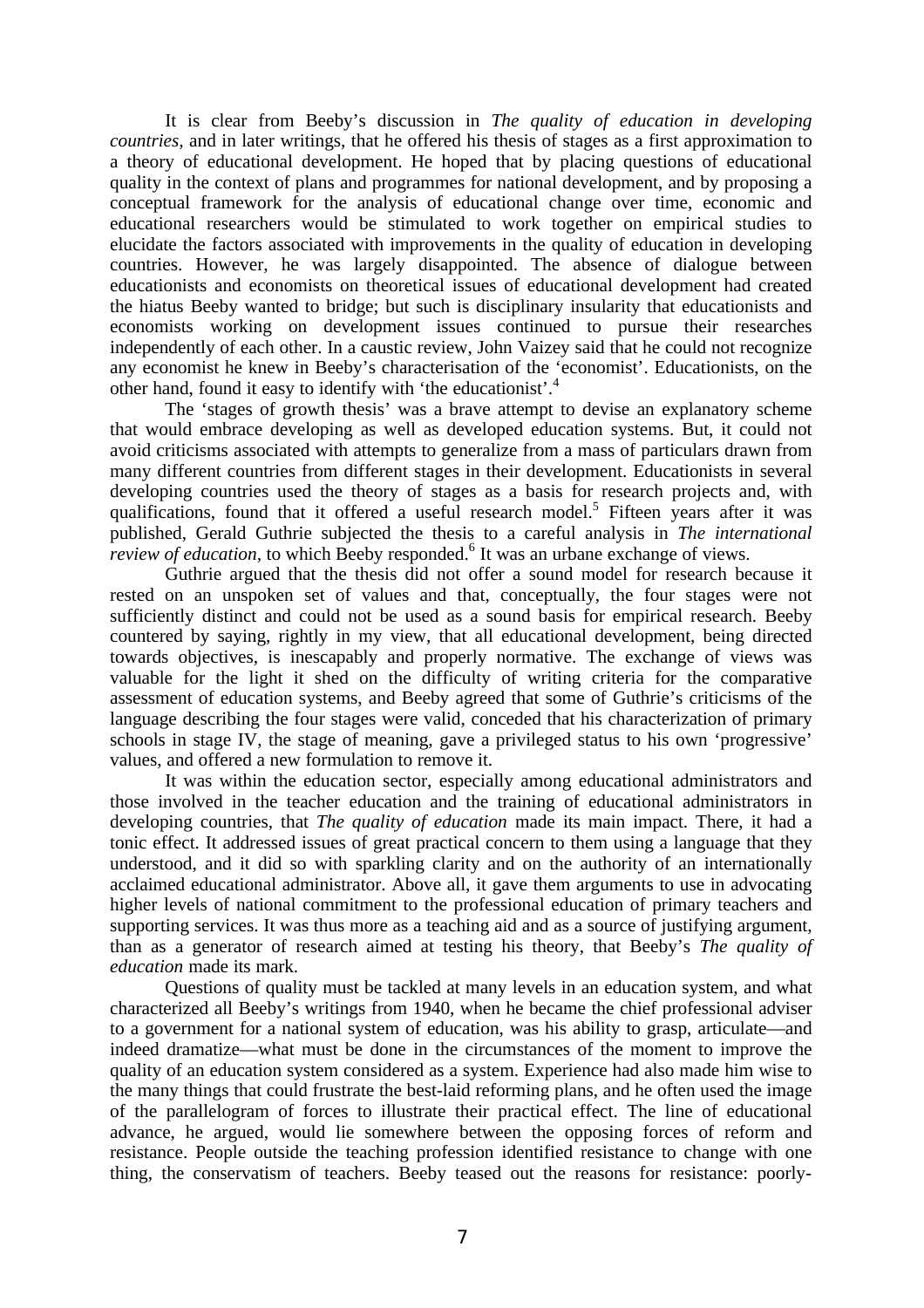It is clear from Beeby's discussion in *The quality of education in developing countries*, and in later writings, that he offered his thesis of stages as a first approximation to a theory of educational development. He hoped that by placing questions of educational quality in the context of plans and programmes for national development, and by proposing a conceptual framework for the analysis of educational change over time, economic and educational researchers would be stimulated to work together on empirical studies to elucidate the factors associated with improvements in the quality of education in developing countries. However, he was largely disappointed. The absence of dialogue between educationists and economists on theoretical issues of educational development had created the hiatus Beeby wanted to bridge; but such is disciplinary insularity that educationists and economists working on development issues continued to pursue their researches independently of each other. In a caustic review, John Vaizey said that he could not recognize any economist he knew in Beeby's characterisation of the 'economist'. Educationists, on the other hand, found it easy to identify with 'the educationist'.[4]

The 'stages of growth thesis' was a brave attempt to devise an explanatory scheme that would embrace developing as well as developed education systems. But, it could not avoid criticisms associated with attempts to generalize from a mass of particulars drawn from many different countries from different stages in their development. Educationists in several developing countries used the theory of stages as a basis for research projects and, with qualifications, found that it offered a useful research model.[5] Fifteen years after it was published, Gerald Guthrie subjected the thesis to a careful analysis in *The international review of education*, to which Beeby responded.[6] It was an urbane exchange of views.

Guthrie argued that the thesis did not offer a sound model for research because it rested on an unspoken set of values and that, conceptually, the four stages were not sufficiently distinct and could not be used as a sound basis for empirical research. Beeby countered by saying, rightly in my view, that all educational development, being directed towards objectives, is inescapably and properly normative. The exchange of views was valuable for the light it shed on the difficulty of writing criteria for the comparative assessment of education systems, and Beeby agreed that some of Guthrie's criticisms of the language describing the four stages were valid, conceded that his characterization of primary schools in stage IV, the stage of meaning, gave a privileged status to his own 'progressive' values, and offered a new formulation to remove it.

It was within the education sector, especially among educational administrators and those involved in the teacher education and the training of educational administrators in developing countries, that *The quality of education* made its main impact. There, it had a tonic effect. It addressed issues of great practical concern to them using a language that they understood, and it did so with sparkling clarity and on the authority of an internationally acclaimed educational administrator. Above all, it gave them arguments to use in advocating higher levels of national commitment to the professional education of primary teachers and supporting services. It was thus more as a teaching aid and as a source of justifying argument, than as a generator of research aimed at testing his theory, that Beeby's *The quality of education* made its mark.

Questions of quality must be tackled at many levels in an education system, and what characterized all Beeby's writings from 1940, when he became the chief professional adviser to a government for a national system of education, was his ability to grasp, articulate—and indeed dramatize—what must be done in the circumstances of the moment to improve the quality of an education system considered as a system. Experience had also made him wise to the many things that could frustrate the best-laid reforming plans, and he often used the image of the parallelogram of forces to illustrate their practical effect. The line of educational advance, he argued, would lie somewhere between the opposing forces of reform and resistance. People outside the teaching profession identified resistance to change with one thing, the conservatism of teachers. Beeby teased out the reasons for resistance: poorly-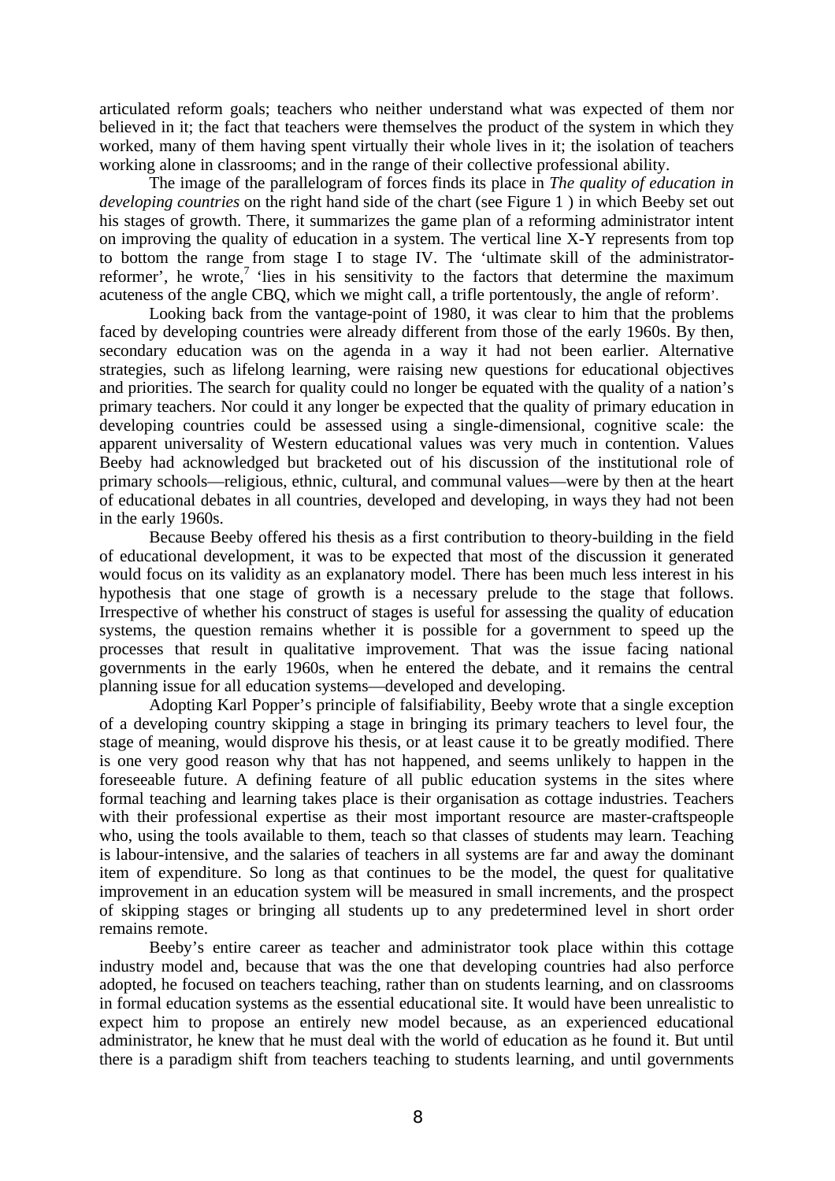articulated reform goals; teachers who neither understand what was expected of them nor believed in it; the fact that teachers were themselves the product of the system in which they worked, many of them having spent virtually their whole lives in it; the isolation of teachers working alone in classrooms; and in the range of their collective professional ability.

The image of the parallelogram of forces finds its place in *The quality of education in developing countries* on the right hand side of the chart (see Figure 1 ) in which Beeby set out his stages of growth. There, it summarizes the game plan of a reforming administrator intent on improving the quality of education in a system. The vertical line X-Y represents from top to bottom the range from stage I to stage IV. The 'ultimate skill of the administrator-reformer', he wrote,[7] 'lies in his sensitivity to the factors that determine the maximum acuteness of the angle CBQ, which we might call, a trifle portentously, the angle of reform'.

Looking back from the vantage-point of 1980, it was clear to him that the problems faced by developing countries were already different from those of the early 1960s. By then, secondary education was on the agenda in a way it had not been earlier. Alternative strategies, such as lifelong learning, were raising new questions for educational objectives and priorities. The search for quality could no longer be equated with the quality of a nation's primary teachers. Nor could it any longer be expected that the quality of primary education in developing countries could be assessed using a single-dimensional, cognitive scale: the apparent universality of Western educational values was very much in contention. Values Beeby had acknowledged but bracketed out of his discussion of the institutional role of primary schools—religious, ethnic, cultural, and communal values—were by then at the heart of educational debates in all countries, developed and developing, in ways they had not been in the early 1960s.

Because Beeby offered his thesis as a first contribution to theory-building in the field of educational development, it was to be expected that most of the discussion it generated would focus on its validity as an explanatory model. There has been much less interest in his hypothesis that one stage of growth is a necessary prelude to the stage that follows. Irrespective of whether his construct of stages is useful for assessing the quality of education systems, the question remains whether it is possible for a government to speed up the processes that result in qualitative improvement. That was the issue facing national governments in the early 1960s, when he entered the debate, and it remains the central planning issue for all education systems—developed and developing.

Adopting Karl Popper's principle of falsifiability, Beeby wrote that a single exception of a developing country skipping a stage in bringing its primary teachers to level four, the stage of meaning, would disprove his thesis, or at least cause it to be greatly modified. There is one very good reason why that has not happened, and seems unlikely to happen in the foreseeable future. A defining feature of all public education systems in the sites where formal teaching and learning takes place is their organisation as cottage industries. Teachers with their professional expertise as their most important resource are master-craftspeople who, using the tools available to them, teach so that classes of students may learn. Teaching is labour-intensive, and the salaries of teachers in all systems are far and away the dominant item of expenditure. So long as that continues to be the model, the quest for qualitative improvement in an education system will be measured in small increments, and the prospect of skipping stages or bringing all students up to any predetermined level in short order remains remote.

Beeby's entire career as teacher and administrator took place within this cottage industry model and, because that was the one that developing countries had also perforce adopted, he focused on teachers teaching, rather than on students learning, and on classrooms in formal education systems as the essential educational site. It would have been unrealistic to expect him to propose an entirely new model because, as an experienced educational administrator, he knew that he must deal with the world of education as he found it. But until there is a paradigm shift from teachers teaching to students learning, and until governments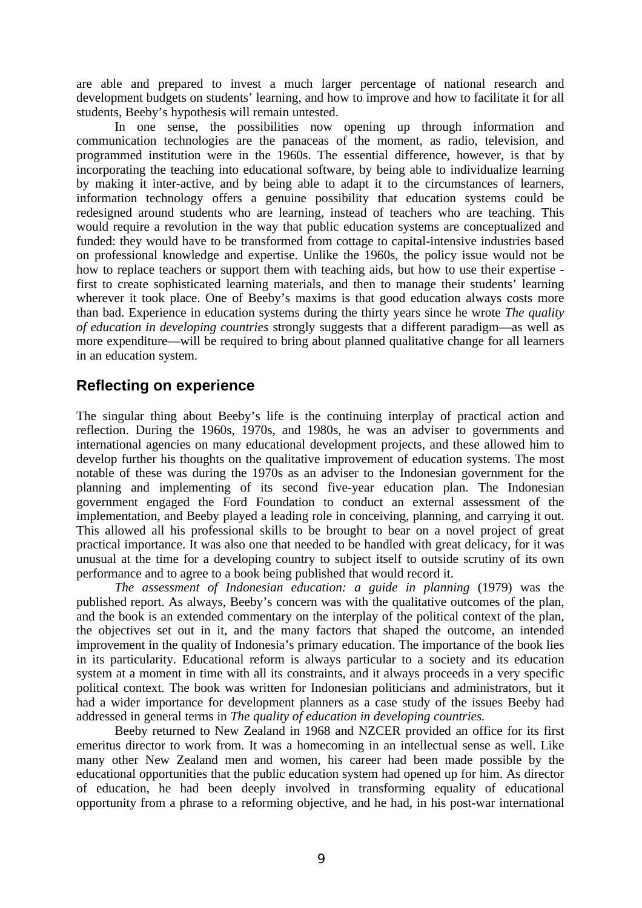are able and prepared to invest a much larger percentage of national research and development budgets on students' learning, and how to improve and how to facilitate it for all students, Beeby's hypothesis will remain untested.

In one sense, the possibilities now opening up through information and communication technologies are the panaceas of the moment, as radio, television, and programmed institution were in the 1960s. The essential difference, however, is that by incorporating the teaching into educational software, by being able to individualize learning by making it inter-active, and by being able to adapt it to the circumstances of learners, information technology offers a genuine possibility that education systems could be redesigned around students who are learning, instead of teachers who are teaching. This would require a revolution in the way that public education systems are conceptualized and funded: they would have to be transformed from cottage to capital-intensive industries based on professional knowledge and expertise. Unlike the 1960s, the policy issue would not be how to replace teachers or support them with teaching aids, but how to use their expertise - first to create sophisticated learning materials, and then to manage their students' learning wherever it took place. One of Beeby's maxims is that good education always costs more than bad. Experience in education systems during the thirty years since he wrote *The quality of education in developing countries* strongly suggests that a different paradigm—as well as more expenditure—will be required to bring about planned qualitative change for all learners in an education system.

## Reflecting on experience

The singular thing about Beeby's life is the continuing interplay of practical action and reflection. During the 1960s, 1970s, and 1980s, he was an adviser to governments and international agencies on many educational development projects, and these allowed him to develop further his thoughts on the qualitative improvement of education systems. The most notable of these was during the 1970s as an adviser to the Indonesian government for the planning and implementing of its second five-year education plan. The Indonesian government engaged the Ford Foundation to conduct an external assessment of the implementation, and Beeby played a leading role in conceiving, planning, and carrying it out. This allowed all his professional skills to be brought to bear on a novel project of great practical importance. It was also one that needed to be handled with great delicacy, for it was unusual at the time for a developing country to subject itself to outside scrutiny of its own performance and to agree to a book being published that would record it.

*The assessment of Indonesian education: a guide in planning* (1979) was the published report. As always, Beeby's concern was with the qualitative outcomes of the plan, and the book is an extended commentary on the interplay of the political context of the plan, the objectives set out in it, and the many factors that shaped the outcome, an intended improvement in the quality of Indonesia's primary education. The importance of the book lies in its particularity. Educational reform is always particular to a society and its education system at a moment in time with all its constraints, and it always proceeds in a very specific political context. The book was written for Indonesian politicians and administrators, but it had a wider importance for development planners as a case study of the issues Beeby had addressed in general terms in *The quality of education in developing countries.*

Beeby returned to New Zealand in 1968 and NZCER provided an office for its first emeritus director to work from. It was a homecoming in an intellectual sense as well. Like many other New Zealand men and women, his career had been made possible by the educational opportunities that the public education system had opened up for him. As director of education, he had been deeply involved in transforming equality of educational opportunity from a phrase to a reforming objective, and he had, in his post-war international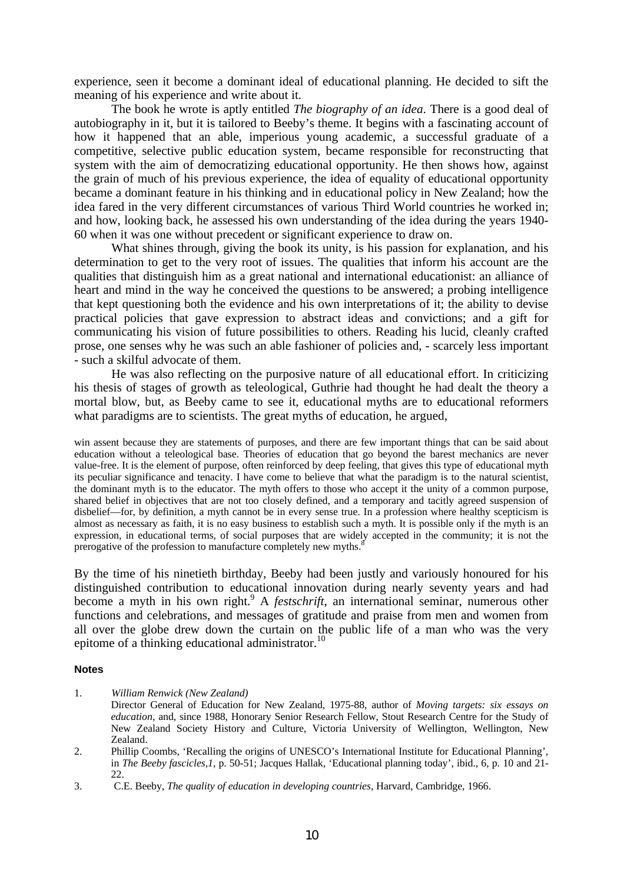experience, seen it become a dominant ideal of educational planning. He decided to sift the meaning of his experience and write about it.

The book he wrote is aptly entitled *The biography of an idea*. There is a good deal of autobiography in it, but it is tailored to Beeby's theme. It begins with a fascinating account of how it happened that an able, imperious young academic, a successful graduate of a competitive, selective public education system, became responsible for reconstructing that system with the aim of democratizing educational opportunity. He then shows how, against the grain of much of his previous experience, the idea of equality of educational opportunity became a dominant feature in his thinking and in educational policy in New Zealand; how the idea fared in the very different circumstances of various Third World countries he worked in; and how, looking back, he assessed his own understanding of the idea during the years 1940-60 when it was one without precedent or significant experience to draw on.

What shines through, giving the book its unity, is his passion for explanation, and his determination to get to the very root of issues. The qualities that inform his account are the qualities that distinguish him as a great national and international educationist: an alliance of heart and mind in the way he conceived the questions to be answered; a probing intelligence that kept questioning both the evidence and his own interpretations of it; the ability to devise practical policies that gave expression to abstract ideas and convictions; and a gift for communicating his vision of future possibilities to others. Reading his lucid, cleanly crafted prose, one senses why he was such an able fashioner of policies and, - scarcely less important - such a skilful advocate of them.

He was also reflecting on the purposive nature of all educational effort. In criticizing his thesis of stages of growth as teleological, Guthrie had thought he had dealt the theory a mortal blow, but, as Beeby came to see it, educational myths are to educational reformers what paradigms are to scientists. The great myths of education, he argued,

> win assent because they are statements of purposes, and there are few important things that can be said about education without a teleological base. Theories of education that go beyond the barest mechanics are never value-free. It is the element of purpose, often reinforced by deep feeling, that gives this type of educational myth its peculiar significance and tenacity. I have come to believe that what the paradigm is to the natural scientist, the dominant myth is to the educator. The myth offers to those who accept it the unity of a common purpose, shared belief in objectives that are not too closely defined, and a temporary and tacitly agreed suspension of disbelief—for, by definition, a myth cannot be in every sense true. In a profession where healthy scepticism is almost as necessary as faith, it is no easy business to establish such a myth. It is possible only if the myth is an expression, in educational terms, of social purposes that are widely accepted in the community; it is not the prerogative of the profession to manufacture completely new myths.[8]

By the time of his ninetieth birthday, Beeby had been justly and variously honoured for his distinguished contribution to educational innovation during nearly seventy years and had become a myth in his own right.[9] A *festschrift*, an international seminar, numerous other functions and celebrations, and messages of gratitude and praise from men and women from all over the globe drew down the curtain on the public life of a man who was the very epitome of a thinking educational administrator.[10]

#### Notes

1. *William Renwick (New Zealand)*
   Director General of Education for New Zealand, 1975-88, author of *Moving targets: six essays on education*, and, since 1988, Honorary Senior Research Fellow, Stout Research Centre for the Study of New Zealand Society History and Culture, Victoria University of Wellington, Wellington, New Zealand.
2. Phillip Coombs, 'Recalling the origins of UNESCO's International Institute for Educational Planning', in *The Beeby fascicles,1,* p. 50-51; Jacques Hallak, 'Educational planning today', ibid., 6, p. 10 and 21-22.
3. C.E. Beeby, *The quality of education in developing countries,* Harvard, Cambridge, 1966.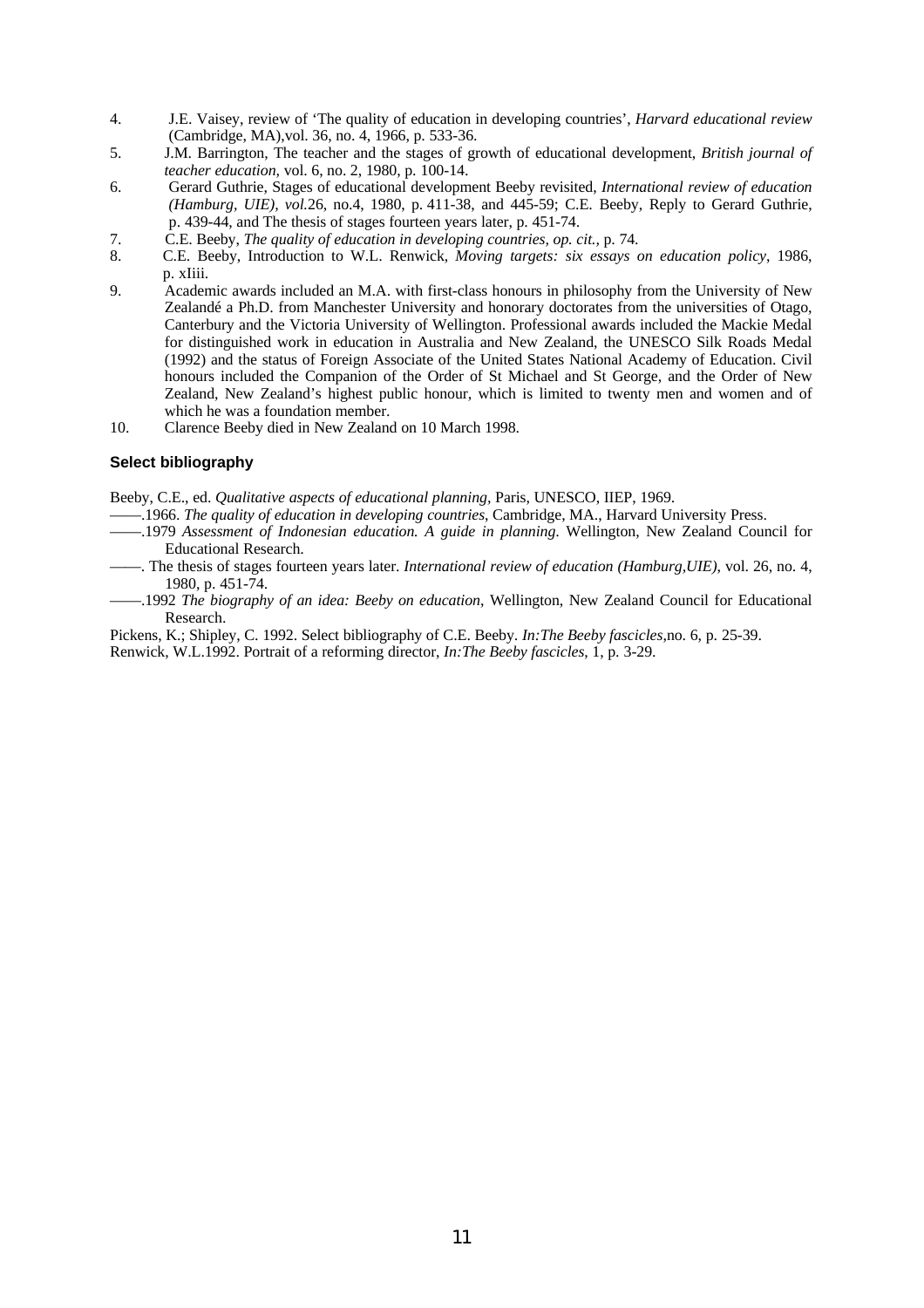4. J.E. Vaisey, review of 'The quality of education in developing countries', *Harvard educational review* (Cambridge, MA),vol. 36, no. 4, 1966, p. 533-36.
5. J.M. Barrington, The teacher and the stages of growth of educational development, *British journal of teacher education,* vol. 6, no. 2, 1980, p. 100-14.
6. Gerard Guthrie, Stages of educational development Beeby revisited, *International review of education (Hamburg, UIE), vol.*26, no.4, 1980, p. 411-38, and 445-59; C.E. Beeby, Reply to Gerard Guthrie, p. 439-44, and The thesis of stages fourteen years later, p. 451-74.
7. C.E. Beeby, *The quality of education in developing countries, op. cit.,* p. 74.
8. C.E. Beeby, Introduction to W.L. Renwick, *Moving targets: six essays on education policy*, 1986, p. xIiii.
9. Academic awards included an M.A. with first-class honours in philosophy from the University of New Zealandé a Ph.D. from Manchester University and honorary doctorates from the universities of Otago, Canterbury and the Victoria University of Wellington. Professional awards included the Mackie Medal for distinguished work in education in Australia and New Zealand, the UNESCO Silk Roads Medal (1992) and the status of Foreign Associate of the United States National Academy of Education. Civil honours included the Companion of the Order of St Michael and St George, and the Order of New Zealand, New Zealand's highest public honour, which is limited to twenty men and women and of which he was a foundation member.
10. Clarence Beeby died in New Zealand on 10 March 1998.

## Select bibliography

Beeby, C.E., ed. *Qualitative aspects of educational planning,* Paris, UNESCO, IIEP, 1969.

——.1966. *The quality of education in developing countries*, Cambridge, MA., Harvard University Press.

——.1979 *Assessment of Indonesian education. A guide in planning.* Wellington, New Zealand Council for Educational Research.

——. The thesis of stages fourteen years later. *International review of education (Hamburg,UIE)*, vol. 26, no. 4, 1980, p. 451-74.

——.1992 *The biography of an idea: Beeby on education*, Wellington, New Zealand Council for Educational Research.

Pickens, K.; Shipley, C. 1992. Select bibliography of C.E. Beeby. *In:The Beeby fascicles,*no. 6, p. 25-39.

Renwick, W.L.1992. Portrait of a reforming director, *In:The Beeby fascicles*, 1, p. 3-29.